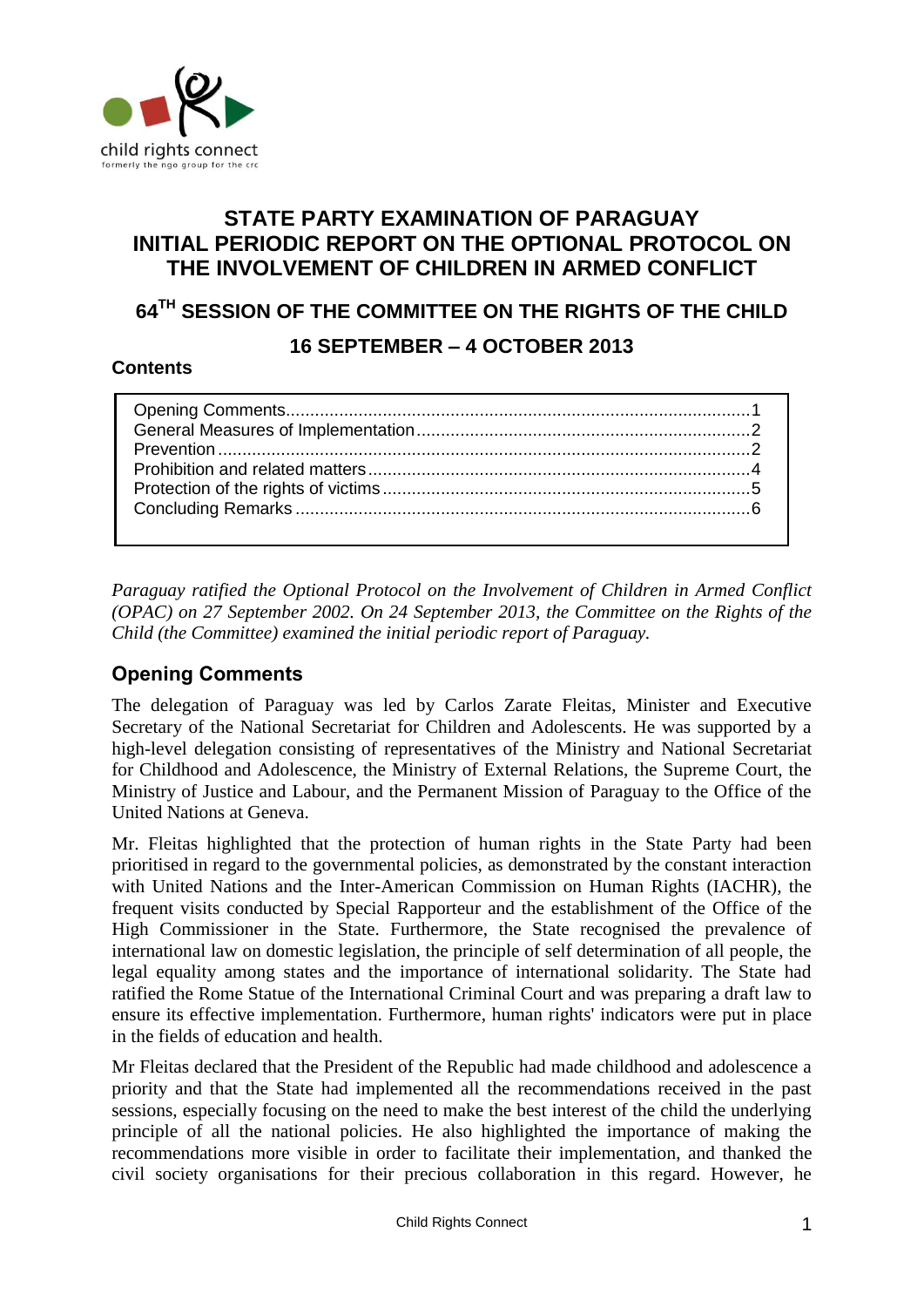# STATE PARTY EXAMINATION OF PARAGUAY INITIAL PERIODIC REPORT ON THE OPTIONAL PROTOCOL ON THE INVOLVEMENT OF CHILDREN IN ARMED CONFLICT

## 64TH SESSION OF THE COMMITTEE ON THE RIGHTS OF THE CHILD

## 16 SEPTEMBER – 4 OCTOBER 2013

**Contents**

| | |
|---|---|
| Opening Comments | 1 |
| General Measures of Implementation | 2 |
| Prevention | 2 |
| Prohibition and related matters | 4 |
| Protection of the rights of victims | 5 |
| Concluding Remarks | 6 |

*Paraguay ratified the Optional Protocol on the Involvement of Children in Armed Conflict (OPAC) on 27 September 2002. On 24 September 2013, the Committee on the Rights of the Child (the Committee) examined the initial periodic report of Paraguay.*

## Opening Comments

The delegation of Paraguay was led by Carlos Zarate Fleitas, Minister and Executive Secretary of the National Secretariat for Children and Adolescents. He was supported by a high-level delegation consisting of representatives of the Ministry and National Secretariat for Childhood and Adolescence, the Ministry of External Relations, the Supreme Court, the Ministry of Justice and Labour, and the Permanent Mission of Paraguay to the Office of the United Nations at Geneva.

Mr. Fleitas highlighted that the protection of human rights in the State Party had been prioritised in regard to the governmental policies, as demonstrated by the constant interaction with United Nations and the Inter-American Commission on Human Rights (IACHR), the frequent visits conducted by Special Rapporteur and the establishment of the Office of the High Commissioner in the State. Furthermore, the State recognised the prevalence of international law on domestic legislation, the principle of self determination of all people, the legal equality among states and the importance of international solidarity. The State had ratified the Rome Statue of the International Criminal Court and was preparing a draft law to ensure its effective implementation. Furthermore, human rights' indicators were put in place in the fields of education and health.

Mr Fleitas declared that the President of the Republic had made childhood and adolescence a priority and that the State had implemented all the recommendations received in the past sessions, especially focusing on the need to make the best interest of the child the underlying principle of all the national policies. He also highlighted the importance of making the recommendations more visible in order to facilitate their implementation, and thanked the civil society organisations for their precious collaboration in this regard. However, he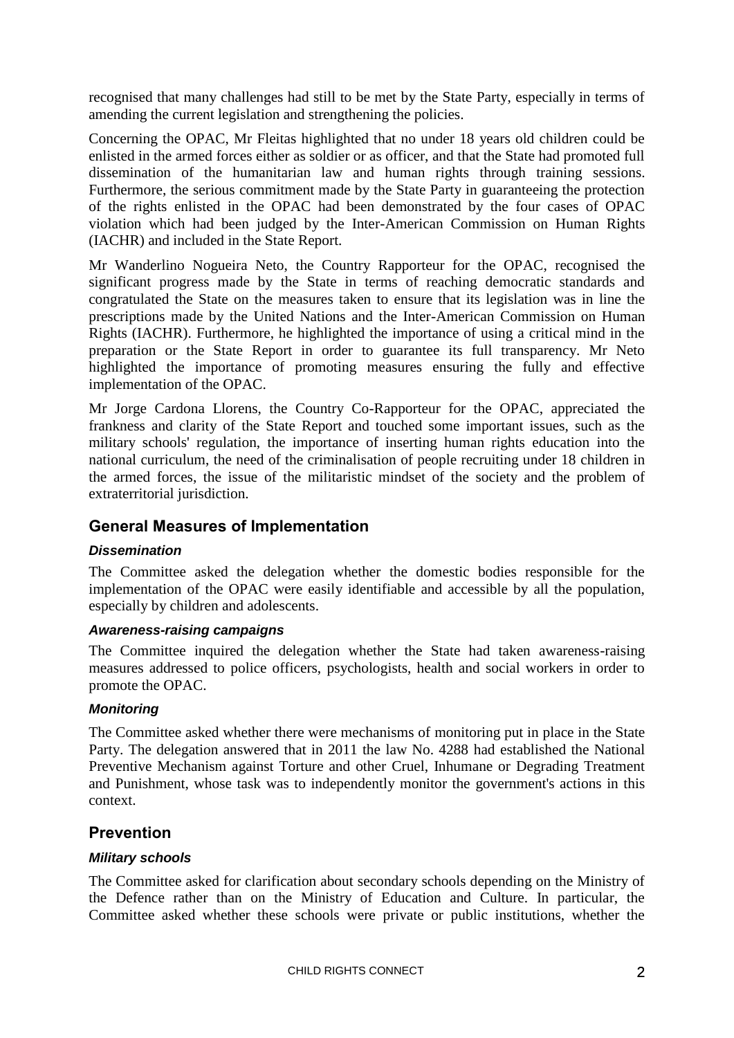recognised that many challenges had still to be met by the State Party, especially in terms of amending the current legislation and strengthening the policies.

Concerning the OPAC, Mr Fleitas highlighted that no under 18 years old children could be enlisted in the armed forces either as soldier or as officer, and that the State had promoted full dissemination of the humanitarian law and human rights through training sessions. Furthermore, the serious commitment made by the State Party in guaranteeing the protection of the rights enlisted in the OPAC had been demonstrated by the four cases of OPAC violation which had been judged by the Inter-American Commission on Human Rights (IACHR) and included in the State Report.

Mr Wanderlino Nogueira Neto, the Country Rapporteur for the OPAC, recognised the significant progress made by the State in terms of reaching democratic standards and congratulated the State on the measures taken to ensure that its legislation was in line the prescriptions made by the United Nations and the Inter-American Commission on Human Rights (IACHR). Furthermore, he highlighted the importance of using a critical mind in the preparation or the State Report in order to guarantee its full transparency. Mr Neto highlighted the importance of promoting measures ensuring the fully and effective implementation of the OPAC.

Mr Jorge Cardona Llorens, the Country Co-Rapporteur for the OPAC, appreciated the frankness and clarity of the State Report and touched some important issues, such as the military schools' regulation, the importance of inserting human rights education into the national curriculum, the need of the criminalisation of people recruiting under 18 children in the armed forces, the issue of the militaristic mindset of the society and the problem of extraterritorial jurisdiction.

## General Measures of Implementation

### *Dissemination*

The Committee asked the delegation whether the domestic bodies responsible for the implementation of the OPAC were easily identifiable and accessible by all the population, especially by children and adolescents.

### *Awareness-raising campaigns*

The Committee inquired the delegation whether the State had taken awareness-raising measures addressed to police officers, psychologists, health and social workers in order to promote the OPAC.

### *Monitoring*

The Committee asked whether there were mechanisms of monitoring put in place in the State Party. The delegation answered that in 2011 the law No. 4288 had established the National Preventive Mechanism against Torture and other Cruel, Inhumane or Degrading Treatment and Punishment, whose task was to independently monitor the government's actions in this context.

## Prevention

### *Military schools*

The Committee asked for clarification about secondary schools depending on the Ministry of the Defence rather than on the Ministry of Education and Culture. In particular, the Committee asked whether these schools were private or public institutions, whether the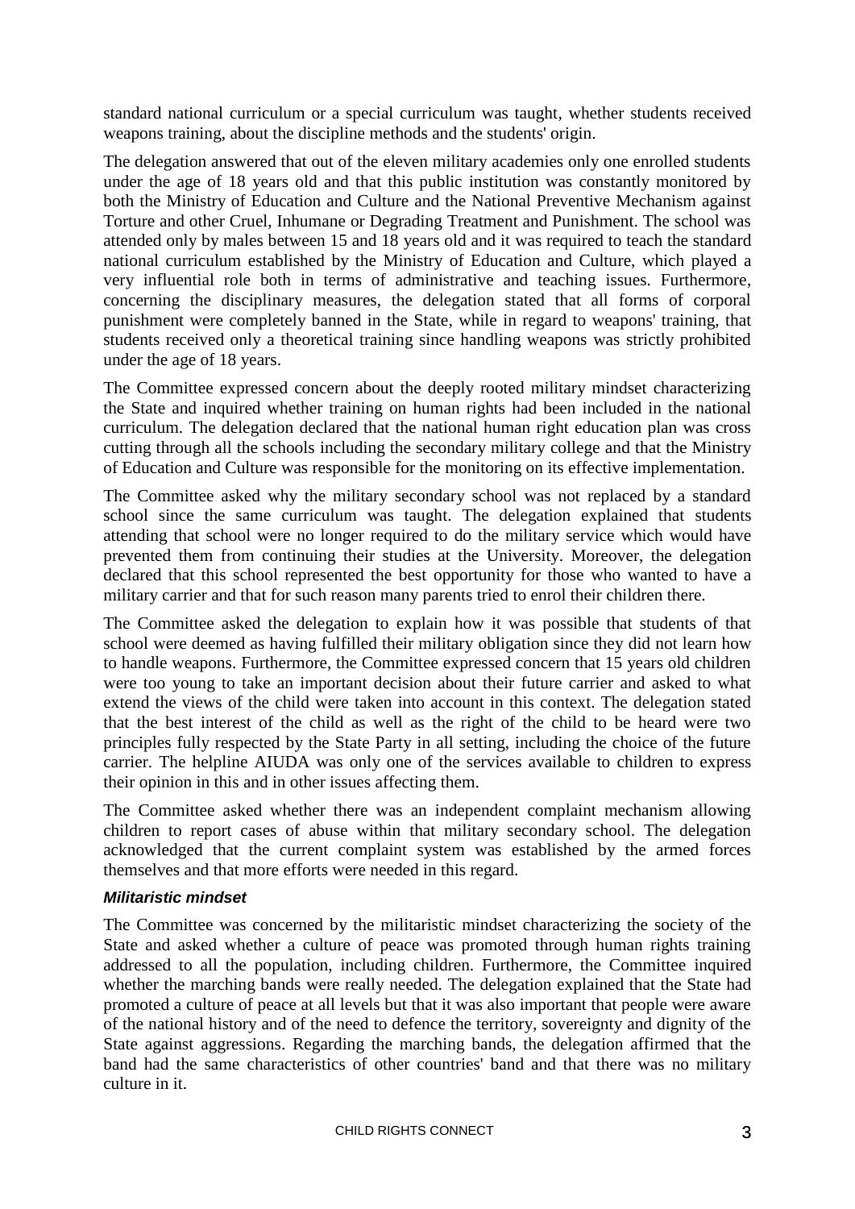standard national curriculum or a special curriculum was taught, whether students received weapons training, about the discipline methods and the students' origin.

The delegation answered that out of the eleven military academies only one enrolled students under the age of 18 years old and that this public institution was constantly monitored by both the Ministry of Education and Culture and the National Preventive Mechanism against Torture and other Cruel, Inhumane or Degrading Treatment and Punishment. The school was attended only by males between 15 and 18 years old and it was required to teach the standard national curriculum established by the Ministry of Education and Culture, which played a very influential role both in terms of administrative and teaching issues. Furthermore, concerning the disciplinary measures, the delegation stated that all forms of corporal punishment were completely banned in the State, while in regard to weapons' training, that students received only a theoretical training since handling weapons was strictly prohibited under the age of 18 years.

The Committee expressed concern about the deeply rooted military mindset characterizing the State and inquired whether training on human rights had been included in the national curriculum. The delegation declared that the national human right education plan was cross cutting through all the schools including the secondary military college and that the Ministry of Education and Culture was responsible for the monitoring on its effective implementation.

The Committee asked why the military secondary school was not replaced by a standard school since the same curriculum was taught. The delegation explained that students attending that school were no longer required to do the military service which would have prevented them from continuing their studies at the University. Moreover, the delegation declared that this school represented the best opportunity for those who wanted to have a military carrier and that for such reason many parents tried to enrol their children there.

The Committee asked the delegation to explain how it was possible that students of that school were deemed as having fulfilled their military obligation since they did not learn how to handle weapons. Furthermore, the Committee expressed concern that 15 years old children were too young to take an important decision about their future carrier and asked to what extend the views of the child were taken into account in this context. The delegation stated that the best interest of the child as well as the right of the child to be heard were two principles fully respected by the State Party in all setting, including the choice of the future carrier. The helpline AIUDA was only one of the services available to children to express their opinion in this and in other issues affecting them.

The Committee asked whether there was an independent complaint mechanism allowing children to report cases of abuse within that military secondary school. The delegation acknowledged that the current complaint system was established by the armed forces themselves and that more efforts were needed in this regard.

***Militaristic mindset***

The Committee was concerned by the militaristic mindset characterizing the society of the State and asked whether a culture of peace was promoted through human rights training addressed to all the population, including children. Furthermore, the Committee inquired whether the marching bands were really needed. The delegation explained that the State had promoted a culture of peace at all levels but that it was also important that people were aware of the national history and of the need to defence the territory, sovereignty and dignity of the State against aggressions. Regarding the marching bands, the delegation affirmed that the band had the same characteristics of other countries' band and that there was no military culture in it.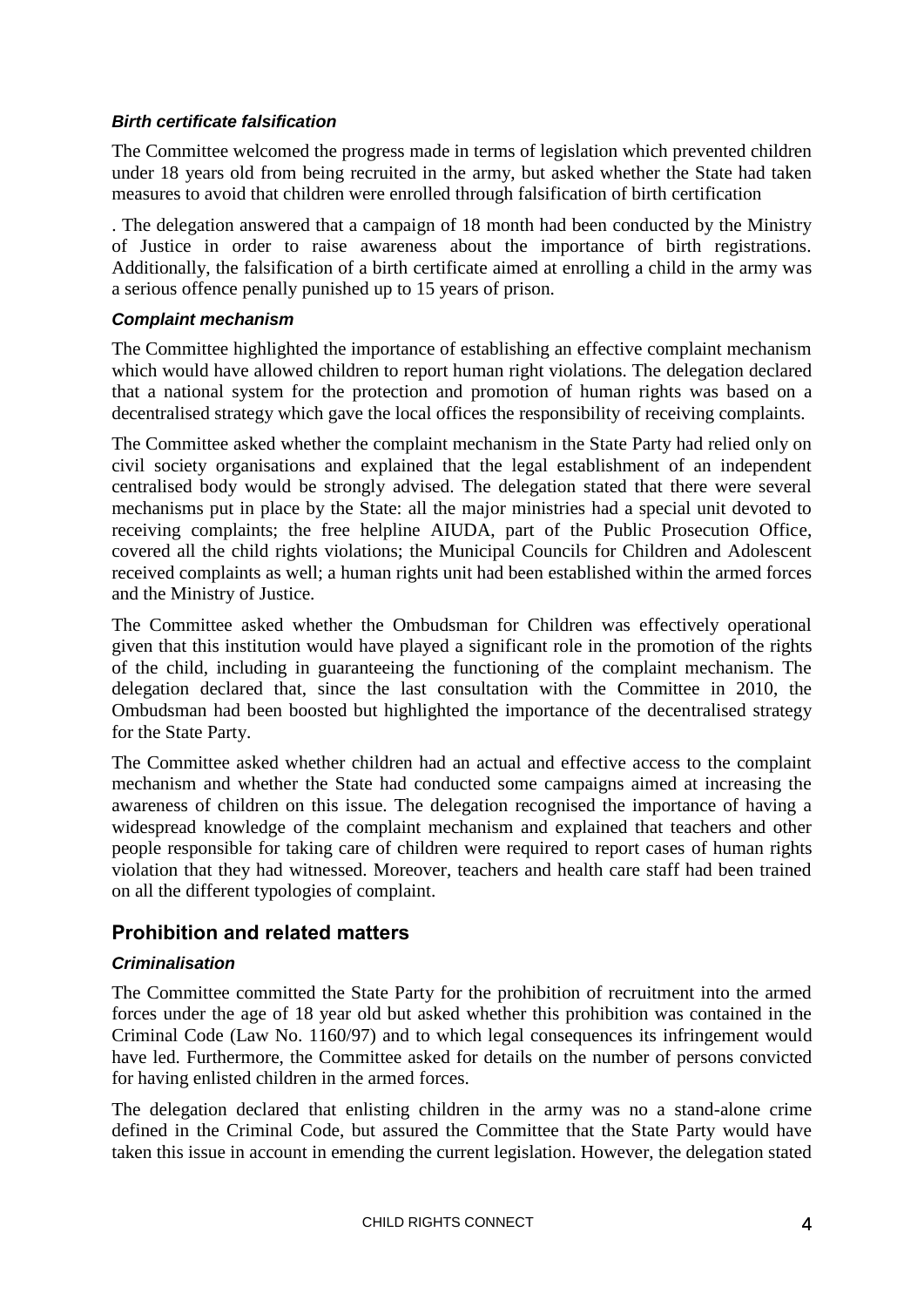#### *Birth certificate falsification*

The Committee welcomed the progress made in terms of legislation which prevented children under 18 years old from being recruited in the army, but asked whether the State had taken measures to avoid that children were enrolled through falsification of birth certification

. The delegation answered that a campaign of 18 month had been conducted by the Ministry of Justice in order to raise awareness about the importance of birth registrations. Additionally, the falsification of a birth certificate aimed at enrolling a child in the army was a serious offence penally punished up to 15 years of prison.

#### *Complaint mechanism*

The Committee highlighted the importance of establishing an effective complaint mechanism which would have allowed children to report human right violations. The delegation declared that a national system for the protection and promotion of human rights was based on a decentralised strategy which gave the local offices the responsibility of receiving complaints.

The Committee asked whether the complaint mechanism in the State Party had relied only on civil society organisations and explained that the legal establishment of an independent centralised body would be strongly advised. The delegation stated that there were several mechanisms put in place by the State: all the major ministries had a special unit devoted to receiving complaints; the free helpline AIUDA, part of the Public Prosecution Office, covered all the child rights violations; the Municipal Councils for Children and Adolescent received complaints as well; a human rights unit had been established within the armed forces and the Ministry of Justice.

The Committee asked whether the Ombudsman for Children was effectively operational given that this institution would have played a significant role in the promotion of the rights of the child, including in guaranteeing the functioning of the complaint mechanism. The delegation declared that, since the last consultation with the Committee in 2010, the Ombudsman had been boosted but highlighted the importance of the decentralised strategy for the State Party.

The Committee asked whether children had an actual and effective access to the complaint mechanism and whether the State had conducted some campaigns aimed at increasing the awareness of children on this issue. The delegation recognised the importance of having a widespread knowledge of the complaint mechanism and explained that teachers and other people responsible for taking care of children were required to report cases of human rights violation that they had witnessed. Moreover, teachers and health care staff had been trained on all the different typologies of complaint.

### Prohibition and related matters

#### *Criminalisation*

The Committee committed the State Party for the prohibition of recruitment into the armed forces under the age of 18 year old but asked whether this prohibition was contained in the Criminal Code (Law No. 1160/97) and to which legal consequences its infringement would have led. Furthermore, the Committee asked for details on the number of persons convicted for having enlisted children in the armed forces.

The delegation declared that enlisting children in the army was no a stand-alone crime defined in the Criminal Code, but assured the Committee that the State Party would have taken this issue in account in emending the current legislation. However, the delegation stated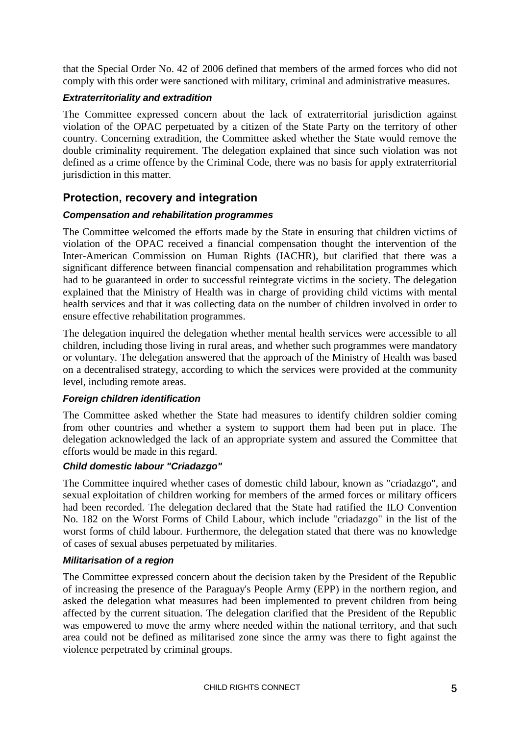that the Special Order No. 42 of 2006 defined that members of the armed forces who did not comply with this order were sanctioned with military, criminal and administrative measures.

#### *Extraterritoriality and extradition*

The Committee expressed concern about the lack of extraterritorial jurisdiction against violation of the OPAC perpetuated by a citizen of the State Party on the territory of other country. Concerning extradition, the Committee asked whether the State would remove the double criminality requirement. The delegation explained that since such violation was not defined as a crime offence by the Criminal Code, there was no basis for apply extraterritorial jurisdiction in this matter.

## Protection, recovery and integration

#### *Compensation and rehabilitation programmes*

The Committee welcomed the efforts made by the State in ensuring that children victims of violation of the OPAC received a financial compensation thought the intervention of the Inter-American Commission on Human Rights (IACHR), but clarified that there was a significant difference between financial compensation and rehabilitation programmes which had to be guaranteed in order to successful reintegrate victims in the society. The delegation explained that the Ministry of Health was in charge of providing child victims with mental health services and that it was collecting data on the number of children involved in order to ensure effective rehabilitation programmes.

The delegation inquired the delegation whether mental health services were accessible to all children, including those living in rural areas, and whether such programmes were mandatory or voluntary. The delegation answered that the approach of the Ministry of Health was based on a decentralised strategy, according to which the services were provided at the community level, including remote areas.

#### *Foreign children identification*

The Committee asked whether the State had measures to identify children soldier coming from other countries and whether a system to support them had been put in place. The delegation acknowledged the lack of an appropriate system and assured the Committee that efforts would be made in this regard.

#### *Child domestic labour "Criadazgo"*

The Committee inquired whether cases of domestic child labour, known as "criadazgo", and sexual exploitation of children working for members of the armed forces or military officers had been recorded. The delegation declared that the State had ratified the ILO Convention No. 182 on the Worst Forms of Child Labour, which include "criadazgo" in the list of the worst forms of child labour. Furthermore, the delegation stated that there was no knowledge of cases of sexual abuses perpetuated by militaries.

#### *Militarisation of a region*

The Committee expressed concern about the decision taken by the President of the Republic of increasing the presence of the Paraguay's People Army (EPP) in the northern region, and asked the delegation what measures had been implemented to prevent children from being affected by the current situation. The delegation clarified that the President of the Republic was empowered to move the army where needed within the national territory, and that such area could not be defined as militarised zone since the army was there to fight against the violence perpetrated by criminal groups.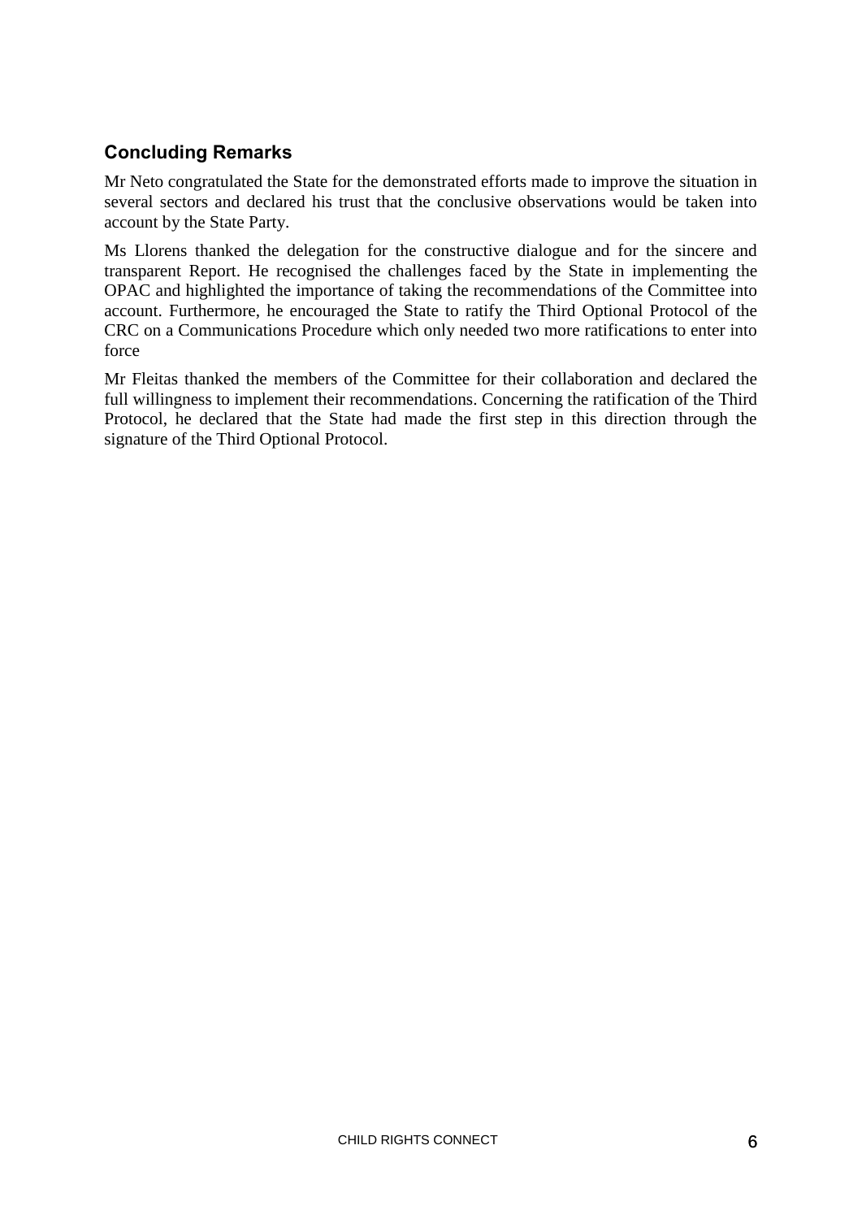## Concluding Remarks

Mr Neto congratulated the State for the demonstrated efforts made to improve the situation in several sectors and declared his trust that the conclusive observations would be taken into account by the State Party.

Ms Llorens thanked the delegation for the constructive dialogue and for the sincere and transparent Report. He recognised the challenges faced by the State in implementing the OPAC and highlighted the importance of taking the recommendations of the Committee into account. Furthermore, he encouraged the State to ratify the Third Optional Protocol of the CRC on a Communications Procedure which only needed two more ratifications to enter into force

Mr Fleitas thanked the members of the Committee for their collaboration and declared the full willingness to implement their recommendations. Concerning the ratification of the Third Protocol, he declared that the State had made the first step in this direction through the signature of the Third Optional Protocol.